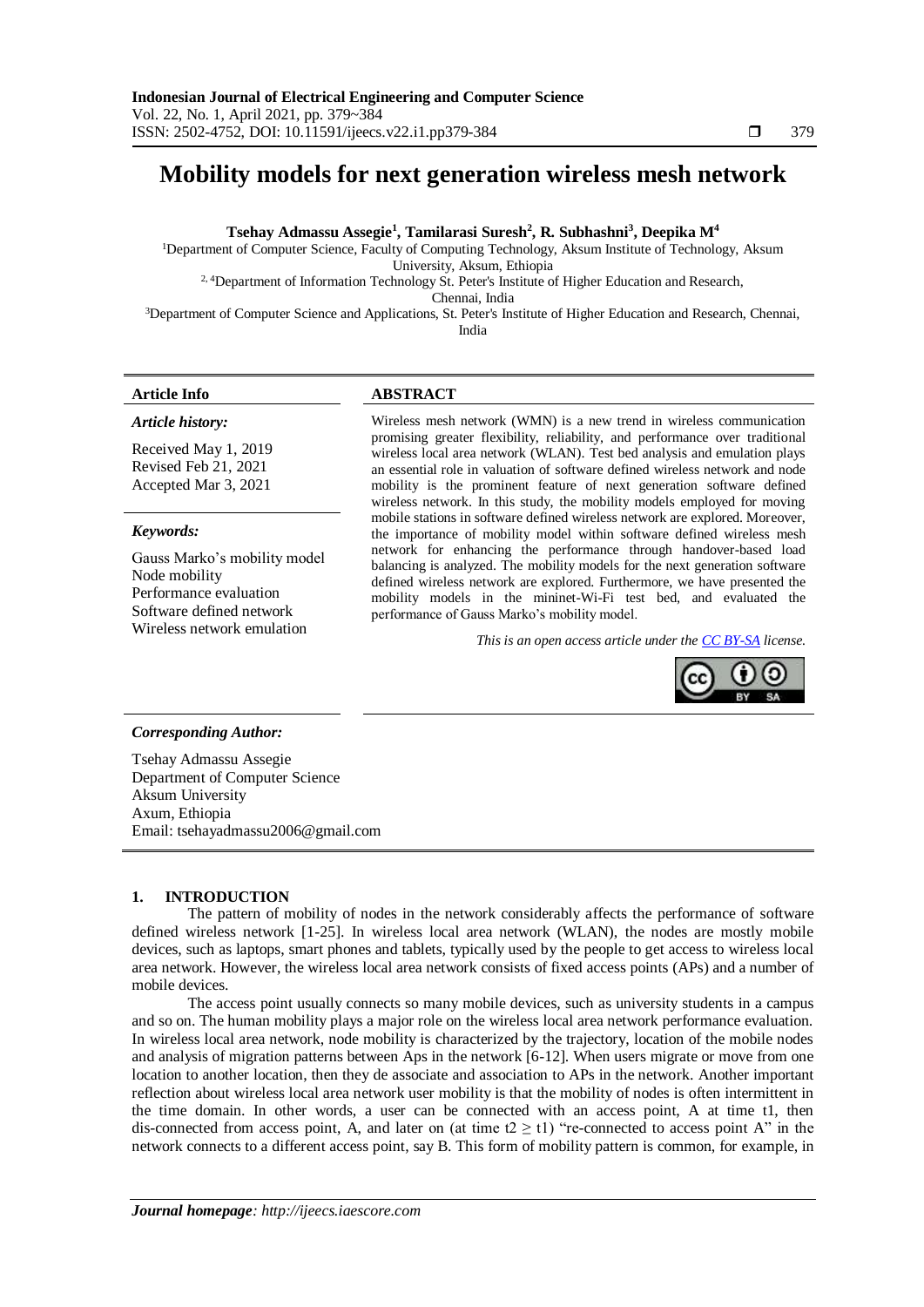# Mobility models for next generation wireless mesh network

**Tsehay Admassu Assegie[1], Tamilarasi Suresh[2], R. Subhashni[3], Deepika M[4]**

[1]Department of Computer Science, Faculty of Computing Technology, Aksum Institute of Technology, Aksum University, Aksum, Ethiopia
[2, 4]Department of Information Technology St. Peter's Institute of Higher Education and Research, Chennai, India
[3]Department of Computer Science and Applications, St. Peter's Institute of Higher Education and Research, Chennai, India

## Article Info

***Article history:***

Received May 1, 2019
Revised Feb 21, 2021
Accepted Mar 3, 2021

***Keywords:***

Gauss Marko's mobility model
Node mobility
Performance evaluation
Software defined network
Wireless network emulation

## ABSTRACT

Wireless mesh network (WMN) is a new trend in wireless communication promising greater flexibility, reliability, and performance over traditional wireless local area network (WLAN). Test bed analysis and emulation plays an essential role in valuation of software defined wireless network and node mobility is the prominent feature of next generation software defined wireless network. In this study, the mobility models employed for moving mobile stations in software defined wireless network are explored. Moreover, the importance of mobility model within software defined wireless mesh network for enhancing the performance through handover-based load balancing is analyzed. The mobility models for the next generation software defined wireless network are explored. Furthermore, we have presented the mobility models in the mininet-Wi-Fi test bed, and evaluated the performance of Gauss Marko's mobility model.

*This is an open access article under the CC BY-SA license.*

***Corresponding Author:***

Tsehay Admassu Assegie
Department of Computer Science
Aksum University
Axum, Ethiopia
Email: tsehayadmassu2006@gmail.com

## 1. INTRODUCTION

The pattern of mobility of nodes in the network considerably affects the performance of software defined wireless network [1-25]. In wireless local area network (WLAN), the nodes are mostly mobile devices, such as laptops, smart phones and tablets, typically used by the people to get access to wireless local area network. However, the wireless local area network consists of fixed access points (APs) and a number of mobile devices.

The access point usually connects so many mobile devices, such as university students in a campus and so on. The human mobility plays a major role on the wireless local area network performance evaluation. In wireless local area network, node mobility is characterized by the trajectory, location of the mobile nodes and analysis of migration patterns between Aps in the network [6-12]. When users migrate or move from one location to another location, then they de associate and association to APs in the network. Another important reflection about wireless local area network user mobility is that the mobility of nodes is often intermittent in the time domain. In other words, a user can be connected with an access point, A at time t1, then dis-connected from access point, A, and later on (at time $t2 \geq t1$) "re-connected to access point A" in the network connects to a different access point, say B. This form of mobility pattern is common, for example, in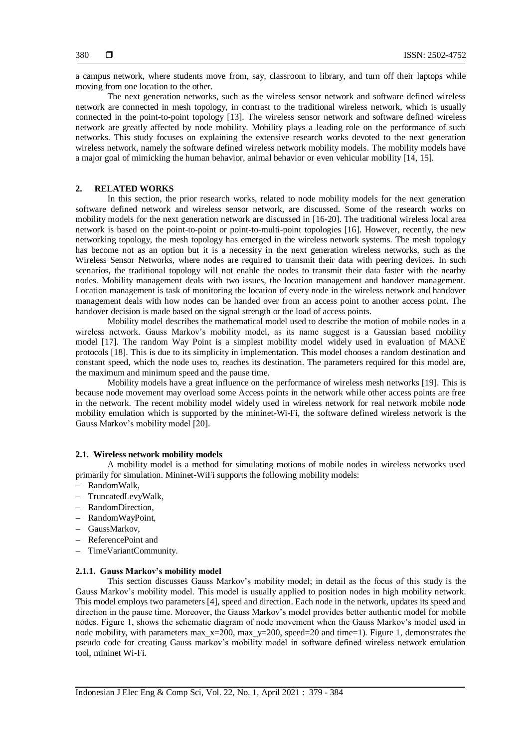a campus network, where students move from, say, classroom to library, and turn off their laptops while moving from one location to the other.

The next generation networks, such as the wireless sensor network and software defined wireless network are connected in mesh topology, in contrast to the traditional wireless network, which is usually connected in the point-to-point topology [13]. The wireless sensor network and software defined wireless network are greatly affected by node mobility. Mobility plays a leading role on the performance of such networks. This study focuses on explaining the extensive research works devoted to the next generation wireless network, namely the software defined wireless network mobility models. The mobility models have a major goal of mimicking the human behavior, animal behavior or even vehicular mobility [14, 15].

## 2. RELATED WORKS

In this section, the prior research works, related to node mobility models for the next generation software defined network and wireless sensor network, are discussed. Some of the research works on mobility models for the next generation network are discussed in [16-20]. The traditional wireless local area network is based on the point-to-point or point-to-multi-point topologies [16]. However, recently, the new networking topology, the mesh topology has emerged in the wireless network systems. The mesh topology has become not as an option but it is a necessity in the next generation wireless networks, such as the Wireless Sensor Networks, where nodes are required to transmit their data with peering devices. In such scenarios, the traditional topology will not enable the nodes to transmit their data faster with the nearby nodes. Mobility management deals with two issues, the location management and handover management. Location management is task of monitoring the location of every node in the wireless network and handover management deals with how nodes can be handed over from an access point to another access point. The handover decision is made based on the signal strength or the load of access points.

Mobility model describes the mathematical model used to describe the motion of mobile nodes in a wireless network. Gauss Markov's mobility model, as its name suggest is a Gaussian based mobility model [17]. The random Way Point is a simplest mobility model widely used in evaluation of MANE protocols [18]. This is due to its simplicity in implementation. This model chooses a random destination and constant speed, which the node uses to, reaches its destination. The parameters required for this model are, the maximum and minimum speed and the pause time.

Mobility models have a great influence on the performance of wireless mesh networks [19]. This is because node movement may overload some Access points in the network while other access points are free in the network. The recent mobility model widely used in wireless network for real network mobile node mobility emulation which is supported by the mininet-Wi-Fi, the software defined wireless network is the Gauss Markov's mobility model [20].

### 2.1. Wireless network mobility models

A mobility model is a method for simulating motions of mobile nodes in wireless networks used primarily for simulation. Mininet-WiFi supports the following mobility models:

- RandomWalk,
- TruncatedLevyWalk,
- RandomDirection,
- RandomWayPoint,
- GaussMarkov,
- ReferencePoint and
- TimeVariantCommunity.

#### 2.1.1. Gauss Markov's mobility model

This section discusses Gauss Markov's mobility model; in detail as the focus of this study is the Gauss Markov's mobility model. This model is usually applied to position nodes in high mobility network. This model employs two parameters [4], speed and direction. Each node in the network, updates its speed and direction in the pause time. Moreover, the Gauss Markov's model provides better authentic model for mobile nodes. Figure 1, shows the schematic diagram of node movement when the Gauss Markov's model used in node mobility, with parameters max_x=200, max_y=200, speed=20 and time=1). Figure 1, demonstrates the pseudo code for creating Gauss markov's mobility model in software defined wireless network emulation tool, mininet Wi-Fi.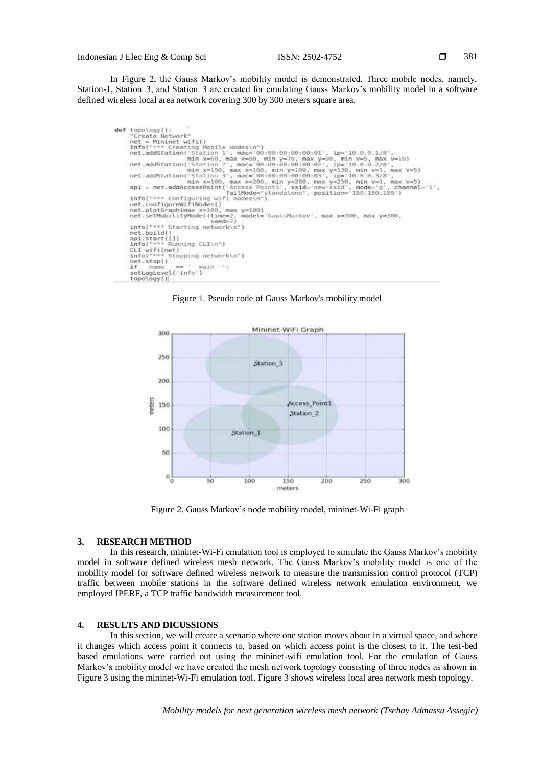In Figure 2, the Gauss Markov's mobility model is demonstrated. Three mobile nodes, namely, Station-1, Station_3, and Station_3 are created for emulating Gauss Markov's mobility model in a software defined wireless local area network covering 300 by 300 meters square area.

```
def topology():
    "Create Network"
    net = Mininet wifi()
    info("*** Creating Mobile Nodes\n")
    net.addStation('Station 1', mac='00:00:00:00:00:01', ip='10.0.0.1/8',
                   min x=60, max x=80, min y=70, max y=90, min v=5, max v=10)
    net.addStation('Station 2', mac='00:00:00:00:00:02', ip='10.0.0.2/8',
                   min x=150, max x=160, min y=100, max y=130, min v=1, max v=5)
    net.addStation('Station 3', mac='00:00:00:00:00:03', ip='10.0.0.3/8',
                   min x=100, max x=200, min y=200, max y=250, min v=1, max v=5)
    ap1 = net.addAccessPoint('Access Point1', ssid='new-ssid', mode='g', channel='1',
                   failMode="standalone", position='150,150,150')
    info("*** Configuring wifi nodes\n")
    net.configureWifiNodes()
    net.plotGraph(max x=100, max y=100)
    net.setMobilityModel(time=2, model='GaussMarkov', max x=300, max y=300,
                   seed=2)
    info("*** Starting network\n")
    net.build()
    ap1.start([])
    info("*** Running CLI\n")
    CLI wifi(net)
    info("*** Stopping network\n")
    net.stop()
if   name   == '  main  ':
    setLogLevel('info')
    topology()
```

Figure 1. Pseudo code of Gauss Markov's mobility model

Figure 2. Gauss Markov's node mobility model, mininet-Wi-Fi graph

## 3. RESEARCH METHOD

In this research, mininet-Wi-Fi emulation tool is employed to simulate the Gauss Markov's mobility model in software defined wireless mesh network. The Gauss Markov's mobility model is one of the mobility model for software defined wireless network to measure the transmission control protocol (TCP) traffic between mobile stations in the software defined wireless network emulation environment, we employed IPERF, a TCP traffic bandwidth measurement tool.

## 4. RESULTS AND DICUSSIONS

In this section, we will create a scenario where one station moves about in a virtual space, and where it changes which access point it connects to, based on which access point is the closest to it. The test-bed based emulations were carried out using the mininet-wifi emulation tool. For the emulation of Gauss Markov's mobility model we have created the mesh network topology consisting of three nodes as shown in Figure 3 using the mininet-Wi-Fi emulation tool. Figure 3 shows wireless local area network mesh topology.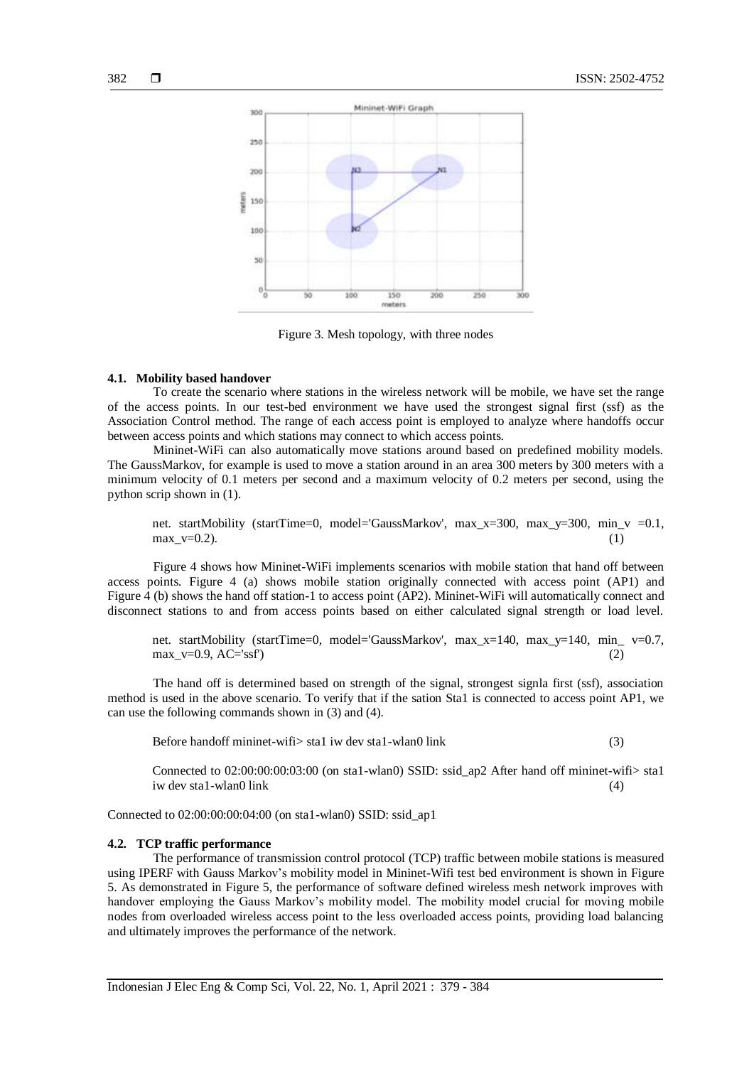Figure 3. Mesh topology, with three nodes

### 4.1. Mobility based handover

To create the scenario where stations in the wireless network will be mobile, we have set the range of the access points. In our test-bed environment we have used the strongest signal first (ssf) as the Association Control method. The range of each access point is employed to analyze where handoffs occur between access points and which stations may connect to which access points.

Mininet-WiFi can also automatically move stations around based on predefined mobility models. The GaussMarkov, for example is used to move a station around in an area 300 meters by 300 meters with a minimum velocity of 0.1 meters per second and a maximum velocity of 0.2 meters per second, using the python scrip shown in (1).

net. startMobility (startTime=0, model='GaussMarkov', max_x=300, max_y=300, min_v =0.1, max_v=0.2). (1)

Figure 4 shows how Mininet-WiFi implements scenarios with mobile station that hand off between access points. Figure 4 (a) shows mobile station originally connected with access point (AP1) and Figure 4 (b) shows the hand off station-1 to access point (AP2). Mininet-WiFi will automatically connect and disconnect stations to and from access points based on either calculated signal strength or load level.

net. startMobility (startTime=0, model='GaussMarkov', max_x=140, max_y=140, min_ v=0.7, max_v=0.9, AC='ssf') (2)

The hand off is determined based on strength of the signal, strongest signla first (ssf), association method is used in the above scenario. To verify that if the sation Sta1 is connected to access point AP1, we can use the following commands shown in (3) and (4).

Before handoff mininet-wifi> sta1 iw dev sta1-wlan0 link (3)

Connected to 02:00:00:00:03:00 (on sta1-wlan0) SSID: ssid_ap2 After hand off mininet-wifi> sta1 iw dev sta1-wlan0 link (4)

Connected to 02:00:00:00:04:00 (on sta1-wlan0) SSID: ssid_ap1

### 4.2. TCP traffic performance

The performance of transmission control protocol (TCP) traffic between mobile stations is measured using IPERF with Gauss Markov's mobility model in Mininet-Wifi test bed environment is shown in Figure 5. As demonstrated in Figure 5, the performance of software defined wireless mesh network improves with handover employing the Gauss Markov's mobility model. The mobility model crucial for moving mobile nodes from overloaded wireless access point to the less overloaded access points, providing load balancing and ultimately improves the performance of the network.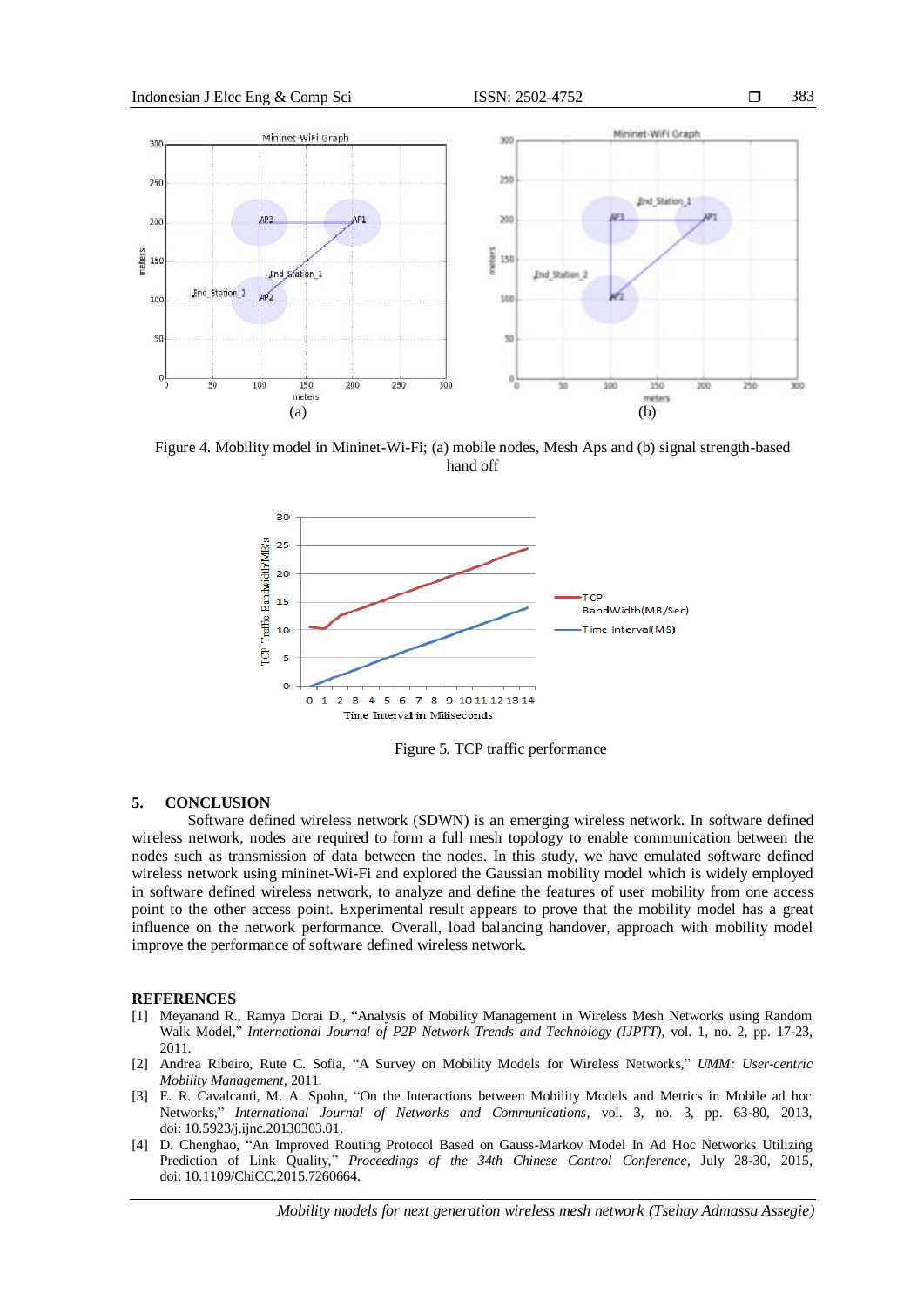Figure 4. Mobility model in Mininet-Wi-Fi; (a) mobile nodes, Mesh Aps and (b) signal strength-based hand off

Figure 5. TCP traffic performance

## 5. CONCLUSION

Software defined wireless network (SDWN) is an emerging wireless network. In software defined wireless network, nodes are required to form a full mesh topology to enable communication between the nodes such as transmission of data between the nodes. In this study, we have emulated software defined wireless network using mininet-Wi-Fi and explored the Gaussian mobility model which is widely employed in software defined wireless network, to analyze and define the features of user mobility from one access point to the other access point. Experimental result appears to prove that the mobility model has a great influence on the network performance. Overall, load balancing handover, approach with mobility model improve the performance of software defined wireless network.

## REFERENCES

[1] Meyanand R., Ramya Dorai D., "Analysis of Mobility Management in Wireless Mesh Networks using Random Walk Model," *International Journal of P2P Network Trends and Technology (IJPTT)*, vol. 1, no. 2, pp. 17-23, 2011.

[2] Andrea Ribeiro, Rute C. Sofia, "A Survey on Mobility Models for Wireless Networks," *UMM: User-centric Mobility Management*, 2011.

[3] E. R. Cavalcanti, M. A. Spohn, "On the Interactions between Mobility Models and Metrics in Mobile ad hoc Networks," *International Journal of Networks and Communications*, vol. 3, no. 3, pp. 63-80, 2013, doi: 10.5923/j.ijnc.20130303.01.

[4] D. Chenghao, "An Improved Routing Protocol Based on Gauss-Markov Model In Ad Hoc Networks Utilizing Prediction of Link Quality," *Proceedings of the 34th Chinese Control Conference*, July 28-30, 2015, doi: 10.1109/ChiCC.2015.7260664.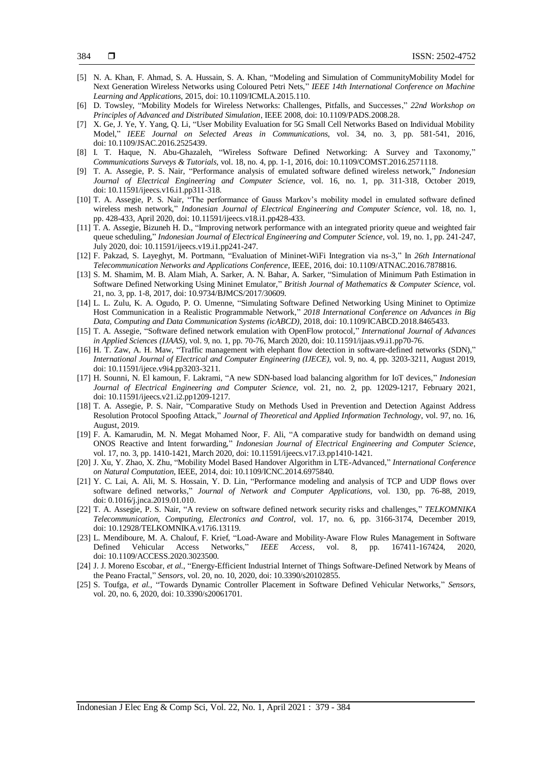[5] N. A. Khan, F. Ahmad, S. A. Hussain, S. A. Khan, "Modeling and Simulation of CommunityMobility Model for Next Generation Wireless Networks using Coloured Petri Nets," *IEEE 14th International Conference on Machine Learning and Applications*, 2015, doi: 10.1109/ICMLA.2015.110.

[6] D. Towsley, "Mobility Models for Wireless Networks: Challenges, Pitfalls, and Successes," *22nd Workshop on Principles of Advanced and Distributed Simulation*, IEEE 2008, doi: 10.1109/PADS.2008.28.

[7] X. Ge, J. Ye, Y. Yang, Q. Li, "User Mobility Evaluation for 5G Small Cell Networks Based on Individual Mobility Model," *IEEE Journal on Selected Areas in Communications*, vol. 34, no. 3, pp. 581-541, 2016, doi: 10.1109/JSAC.2016.2525439.

[8] I. T. Haque, N. Abu-Ghazaleh, "Wireless Software Defined Networking: A Survey and Taxonomy," *Communications Surveys & Tutorials*, vol. 18, no. 4, pp. 1-1, 2016, doi: 10.1109/COMST.2016.2571118.

[9] T. A. Assegie, P. S. Nair, "Performance analysis of emulated software defined wireless network," *Indonesian Journal of Electrical Engineering and Computer Science*, vol. 16, no. 1, pp. 311-318, October 2019, doi: 10.11591/ijeecs.v16.i1.pp311-318.

[10] T. A. Assegie, P. S. Nair, "The performance of Gauss Markov's mobility model in emulated software defined wireless mesh network," *Indonesian Journal of Electrical Engineering and Computer Science*, vol. 18, no. 1, pp. 428-433, April 2020, doi: 10.11591/ijeecs.v18.i1.pp428-433.

[11] T. A. Assegie, Bizuneh H. D., "Improving network performance with an integrated priority queue and weighted fair queue scheduling," *Indonesian Journal of Electrical Engineering and Computer Science*, vol. 19, no. 1, pp. 241-247, July 2020, doi: 10.11591/ijeecs.v19.i1.pp241-247.

[12] F. Pakzad, S. Layeghyt, M. Portmann, "Evaluation of Mininet-WiFi Integration via ns-3," In *26th International Telecommunication Networks and Applications Conference*, IEEE, 2016, doi: 10.1109/ATNAC.2016.7878816.

[13] S. M. Shamim, M. B. Alam Miah, A. Sarker, A. N. Bahar, A. Sarker, "Simulation of Minimum Path Estimation in Software Defined Networking Using Mininet Emulator," *British Journal of Mathematics & Computer Science*, vol. 21, no. 3, pp. 1-8, 2017, doi: 10.9734/BJMCS/2017/30609.

[14] L. L. Zulu, K. A. Ogudo, P. O. Umenne, "Simulating Software Defined Networking Using Mininet to Optimize Host Communication in a Realistic Programmable Network," *2018 International Conference on Advances in Big Data, Computing and Data Communication Systems (icABCD)*, 2018, doi: 10.1109/ICABCD.2018.8465433.

[15] T. A. Assegie, "Software defined network emulation with OpenFlow protocol," *International Journal of Advances in Applied Sciences (IJAAS)*, vol. 9, no. 1, pp. 70-76, March 2020, doi: 10.11591/ijaas.v9.i1.pp70-76.

[16] H. T. Zaw, A. H. Maw, "Traffic management with elephant flow detection in software-defined networks (SDN)," *International Journal of Electrical and Computer Engineering (IJECE)*, vol. 9, no. 4, pp. 3203-3211, August 2019, doi: 10.11591/ijece.v9i4.pp3203-3211.

[17] H. Sounni, N. El kamoun, F. Lakrami, "A new SDN-based load balancing algorithm for IoT devices," *Indonesian Journal of Electrical Engineering and Computer Science*, vol. 21, no. 2, pp. 12029-1217, February 2021, doi: 10.11591/ijeecs.v21.i2.pp1209-1217.

[18] T. A. Assegie, P. S. Nair, "Comparative Study on Methods Used in Prevention and Detection Against Address Resolution Protocol Spoofing Attack," *Journal of Theoretical and Applied Information Technology*, vol. 97, no. 16, August, 2019.

[19] F. A. Kamarudin, M. N. Megat Mohamed Noor, F. Ali, "A comparative study for bandwidth on demand using ONOS Reactive and Intent forwarding," *Indonesian Journal of Electrical Engineering and Computer Science*, vol. 17, no. 3, pp. 1410-1421, March 2020, doi: 10.11591/ijeecs.v17.i3.pp1410-1421.

[20] J. Xu, Y. Zhao, X. Zhu, "Mobility Model Based Handover Algorithm in LTE-Advanced," *International Conference on Natural Computation*, IEEE, 2014, doi: 10.1109/ICNC.2014.6975840.

[21] Y. C. Lai, A. Ali, M. S. Hossain, Y. D. Lin, "Performance modeling and analysis of TCP and UDP flows over software defined networks," *Journal of Network and Computer Applications*, vol. 130, pp. 76-88, 2019, doi: 0.1016/j.jnca.2019.01.010.

[22] T. A. Assegie, P. S. Nair, "A review on software defined network security risks and challenges," *TELKOMNIKA Telecommunication, Computing, Electronics and Control*, vol. 17, no. 6, pp. 3166-3174, December 2019, doi: 10.12928/TELKOMNIKA.v17i6.13119.

[23] L. Mendiboure, M. A. Chalouf, F. Krief, "Load-Aware and Mobility-Aware Flow Rules Management in Software Defined Vehicular Access Networks," *IEEE Access*, vol. 8, pp. 167411-167424, 2020, doi: 10.1109/ACCESS.2020.3023500.

[24] J. J. Moreno Escobar, *et al.*, "Energy-Efficient Industrial Internet of Things Software-Defined Network by Means of the Peano Fractal," *Sensors*, vol. 20, no. 10, 2020, doi: 10.3390/s20102855.

[25] S. Toufga, *et al.*, "Towards Dynamic Controller Placement in Software Defined Vehicular Networks," *Sensors*, vol. 20, no. 6, 2020, doi: 10.3390/s20061701.